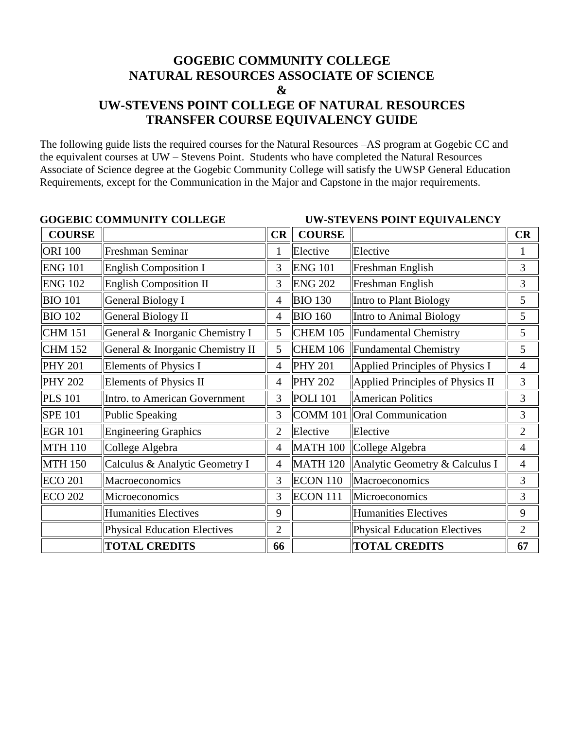# GOGEBIC COMMUNITY COLLEGE
# NATURAL RESOURCES ASSOCIATE OF SCIENCE
# &
# UW-STEVENS POINT COLLEGE OF NATURAL RESOURCES
# TRANSFER COURSE EQUIVALENCY GUIDE

The following guide lists the required courses for the Natural Resources –AS program at Gogebic CC and the equivalent courses at UW – Stevens Point. Students who have completed the Natural Resources Associate of Science degree at the Gogebic Community College will satisfy the UWSP General Education Requirements, except for the Communication in the Major and Capstone in the major requirements.

| GOGEBIC COMMUNITY COLLEGE | | | UW-STEVENS POINT EQUIVALENCY | | |
|---|---|---|---|---|---|
| **COURSE** | | **CR** | **COURSE** | | **CR** |
| ORI 100 | Freshman Seminar | 1 | Elective | Elective | 1 |
| ENG 101 | English Composition I | 3 | ENG 101 | Freshman English | 3 |
| ENG 102 | English Composition II | 3 | ENG 202 | Freshman English | 3 |
| BIO 101 | General Biology I | 4 | BIO 130 | Intro to Plant Biology | 5 |
| BIO 102 | General Biology II | 4 | BIO 160 | Intro to Animal Biology | 5 |
| CHM 151 | General & Inorganic Chemistry I | 5 | CHEM 105 | Fundamental Chemistry | 5 |
| CHM 152 | General & Inorganic Chemistry II | 5 | CHEM 106 | Fundamental Chemistry | 5 |
| PHY 201 | Elements of Physics I | 4 | PHY 201 | Applied Principles of Physics I | 4 |
| PHY 202 | Elements of Physics II | 4 | PHY 202 | Applied Principles of Physics II | 3 |
| PLS 101 | Intro. to American Government | 3 | POLI 101 | American Politics | 3 |
| SPE 101 | Public Speaking | 3 | COMM 101 | Oral Communication | 3 |
| EGR 101 | Engineering Graphics | 2 | Elective | Elective | 2 |
| MTH 110 | College Algebra | 4 | MATH 100 | College Algebra | 4 |
| MTH 150 | Calculus & Analytic Geometry I | 4 | MATH 120 | Analytic Geometry & Calculus I | 4 |
| ECO 201 | Macroeconomics | 3 | ECON 110 | Macroeconomics | 3 |
| ECO 202 | Microeconomics | 3 | ECON 111 | Microeconomics | 3 |
| | Humanities Electives | 9 | | Humanities Electives | 9 |
| | Physical Education Electives | 2 | | Physical Education Electives | 2 |
| | **TOTAL CREDITS** | **66** | | **TOTAL CREDITS** | **67** |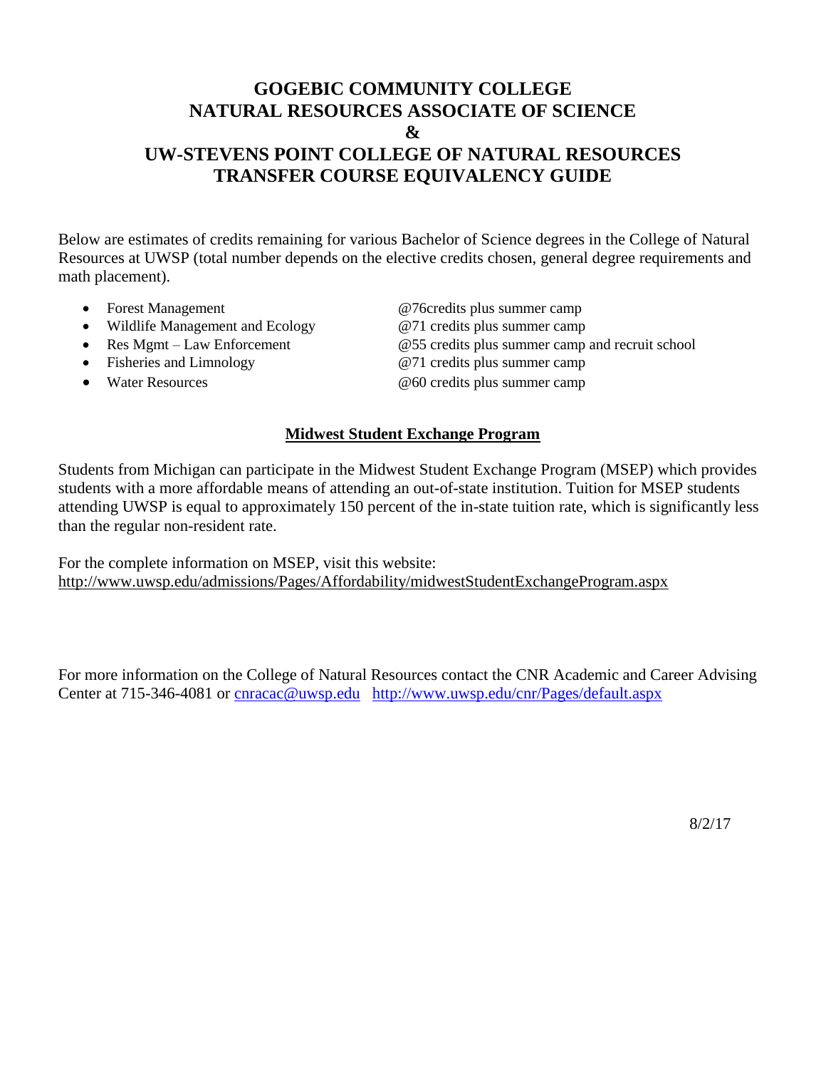# GOGEBIC COMMUNITY COLLEGE
# NATURAL RESOURCES ASSOCIATE OF SCIENCE
# &
# UW-STEVENS POINT COLLEGE OF NATURAL RESOURCES
# TRANSFER COURSE EQUIVALENCY GUIDE

Below are estimates of credits remaining for various Bachelor of Science degrees in the College of Natural Resources at UWSP (total number depends on the elective credits chosen, general degree requirements and math placement).

- Forest Management — @76credits plus summer camp
- Wildlife Management and Ecology — @71 credits plus summer camp
- Res Mgmt – Law Enforcement — @55 credits plus summer camp and recruit school
- Fisheries and Limnology — @71 credits plus summer camp
- Water Resources — @60 credits plus summer camp

## Midwest Student Exchange Program

Students from Michigan can participate in the Midwest Student Exchange Program (MSEP) which provides students with a more affordable means of attending an out-of-state institution. Tuition for MSEP students attending UWSP is equal to approximately 150 percent of the in-state tuition rate, which is significantly less than the regular non-resident rate.

For the complete information on MSEP, visit this website:
http://www.uwsp.edu/admissions/Pages/Affordability/midwestStudentExchangeProgram.aspx

For more information on the College of Natural Resources contact the CNR Academic and Career Advising Center at 715-346-4081 or cnracac@uwsp.edu http://www.uwsp.edu/cnr/Pages/default.aspx

8/2/17